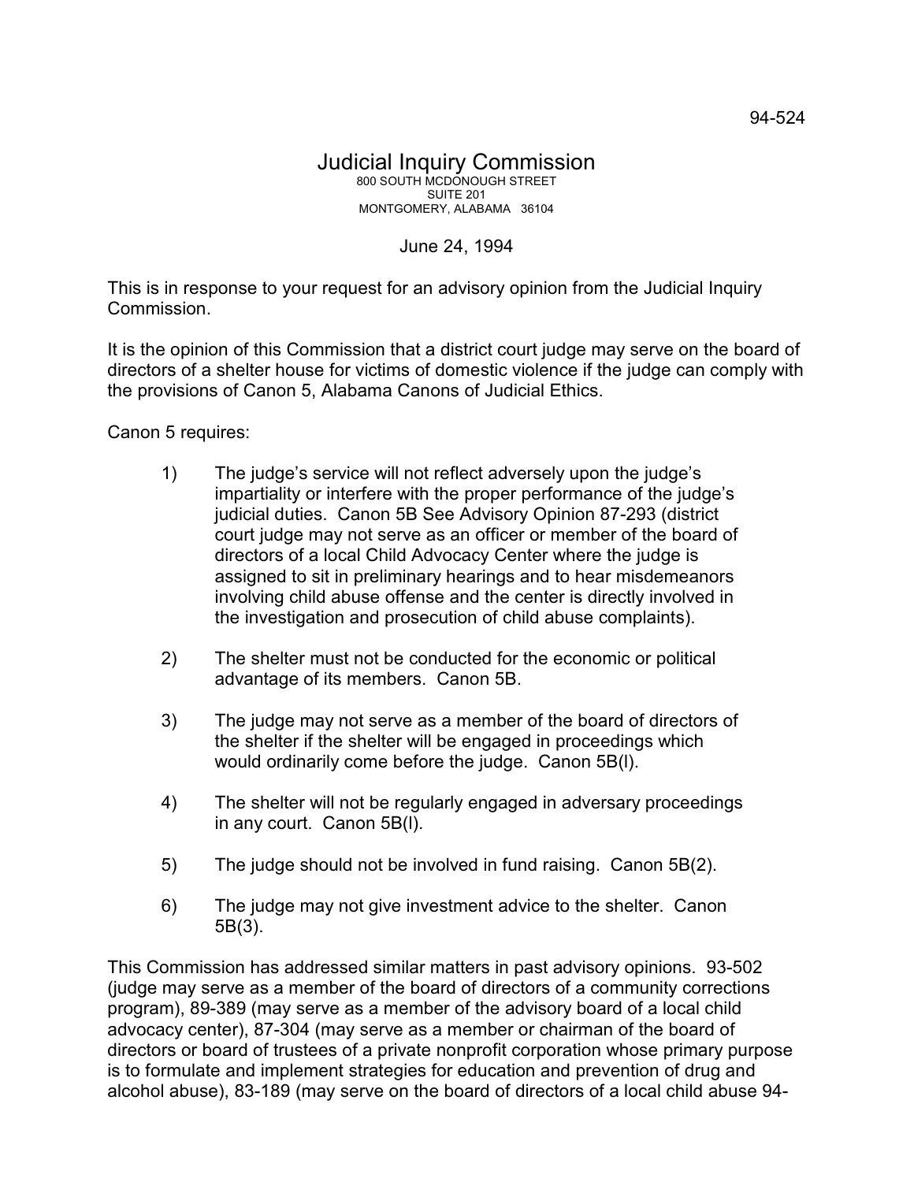94-524

# Judicial Inquiry Commission

800 SOUTH MCDONOUGH STREET
SUITE 201
MONTGOMERY, ALABAMA 36104

June 24, 1994

This is in response to your request for an advisory opinion from the Judicial Inquiry Commission.

It is the opinion of this Commission that a district court judge may serve on the board of directors of a shelter house for victims of domestic violence if the judge can comply with the provisions of Canon 5, Alabama Canons of Judicial Ethics.

Canon 5 requires:

1) The judge's service will not reflect adversely upon the judge's impartiality or interfere with the proper performance of the judge's judicial duties. Canon 5B See Advisory Opinion 87-293 (district court judge may not serve as an officer or member of the board of directors of a local Child Advocacy Center where the judge is assigned to sit in preliminary hearings and to hear misdemeanors involving child abuse offense and the center is directly involved in the investigation and prosecution of child abuse complaints).

2) The shelter must not be conducted for the economic or political advantage of its members. Canon 5B.

3) The judge may not serve as a member of the board of directors of the shelter if the shelter will be engaged in proceedings which would ordinarily come before the judge. Canon 5B(l).

4) The shelter will not be regularly engaged in adversary proceedings in any court. Canon 5B(l).

5) The judge should not be involved in fund raising. Canon 5B(2).

6) The judge may not give investment advice to the shelter. Canon 5B(3).

This Commission has addressed similar matters in past advisory opinions. 93-502 (judge may serve as a member of the board of directors of a community corrections program), 89-389 (may serve as a member of the advisory board of a local child advocacy center), 87-304 (may serve as a member or chairman of the board of directors or board of trustees of a private nonprofit corporation whose primary purpose is to formulate and implement strategies for education and prevention of drug and alcohol abuse), 83-189 (may serve on the board of directors of a local child abuse 94-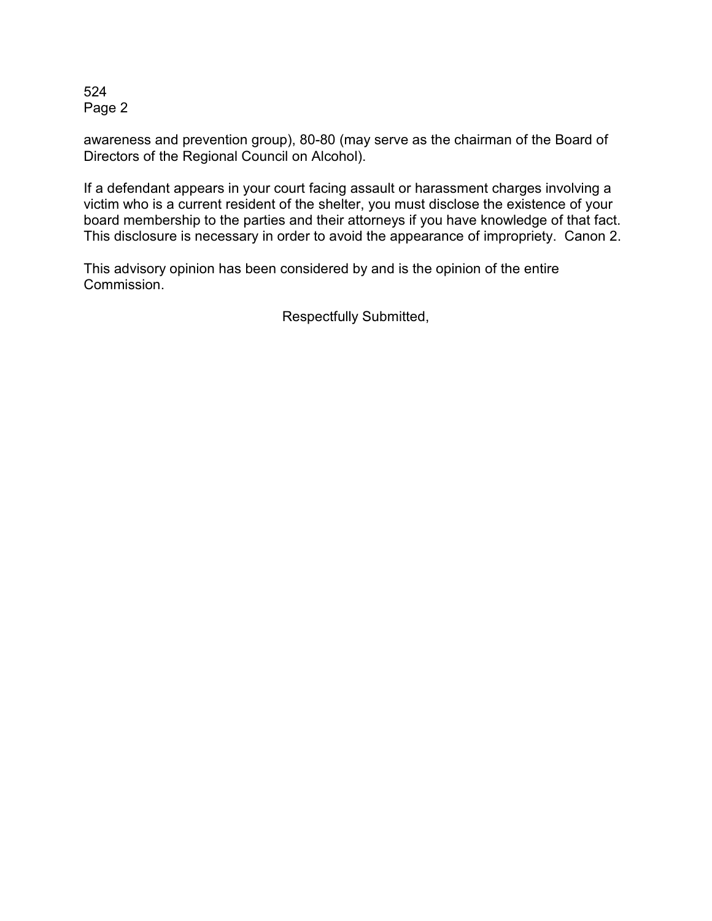awareness and prevention group), 80-80 (may serve as the chairman of the Board of Directors of the Regional Council on Alcohol).

If a defendant appears in your court facing assault or harassment charges involving a victim who is a current resident of the shelter, you must disclose the existence of your board membership to the parties and their attorneys if you have knowledge of that fact. This disclosure is necessary in order to avoid the appearance of impropriety. Canon 2.

This advisory opinion has been considered by and is the opinion of the entire Commission.

Respectfully Submitted,